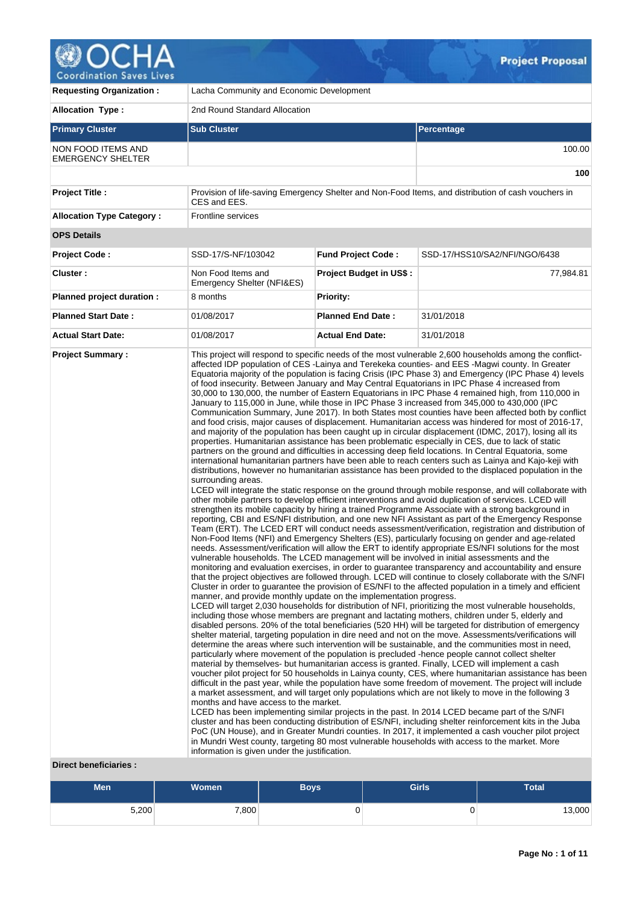# Project Proposal

| | | | |
|---|---|---|---|
| **Requesting Organization :** | Lacha Community and Economic Development | | |
| **Allocation Type :** | 2nd Round Standard Allocation | | |

| **Primary Cluster** | **Sub Cluster** | **Percentage** |
|---|---|---|
| NON FOOD ITEMS AND EMERGENCY SHELTER | | 100.00 |
| | | **100** |

| | | | |
|---|---|---|---|
| **Project Title :** | Provision of life-saving Emergency Shelter and Non-Food Items, and distribution of cash vouchers in CES and EES. | | |
| **Allocation Type Category :** | Frontline services | | |
| **OPS Details** | | | |
| **Project Code :** | SSD-17/S-NF/103042 | **Fund Project Code :** | SSD-17/HSS10/SA2/NFI/NGO/6438 |
| **Cluster :** | Non Food Items and Emergency Shelter (NFI&ES) | **Project Budget in US$ :** | 77,984.81 |
| **Planned project duration :** | 8 months | **Priority:** | |
| **Planned Start Date :** | 01/08/2017 | **Planned End Date :** | 31/01/2018 |
| **Actual Start Date:** | 01/08/2017 | **Actual End Date:** | 31/01/2018 |

**Project Summary :**

This project will respond to specific needs of the most vulnerable 2,600 households among the conflict-affected IDP population of CES -Lainya and Terekeka counties- and EES -Magwi county. In Greater Equatoria majority of the population is facing Crisis (IPC Phase 3) and Emergency (IPC Phase 4) levels of food insecurity. Between January and May Central Equatorians in IPC Phase 4 increased from 30,000 to 130,000, the number of Eastern Equatorians in IPC Phase 4 remained high, from 110,000 in January to 115,000 in June, while those in IPC Phase 3 increased from 345,000 to 430,000 (IPC Communication Summary, June 2017). In both States most counties have been affected both by conflict and food crisis, major causes of displacement. Humanitarian access was hindered for most of 2016-17, and majority of the population has been caught up in circular displacement (IDMC, 2017), losing all its properties. Humanitarian assistance has been problematic especially in CES, due to lack of static partners on the ground and difficulties in accessing deep field locations. In Central Equatoria, some international humanitarian partners have been able to reach centers such as Lainya and Kajo-keji with distributions, however no humanitarian assistance has been provided to the displaced population in the surrounding areas.

LCED will integrate the static response on the ground through mobile response, and will collaborate with other mobile partners to develop efficient interventions and avoid duplication of services. LCED will strengthen its mobile capacity by hiring a trained Programme Associate with a strong background in reporting, CBI and ES/NFI distribution, and one new NFI Assistant as part of the Emergency Response Team (ERT). The LCED ERT will conduct needs assessment/verification, registration and distribution of Non-Food Items (NFI) and Emergency Shelters (ES), particularly focusing on gender and age-related needs. Assessment/verification will allow the ERT to identify appropriate ES/NFI solutions for the most vulnerable households. The LCED management will be involved in initial assessments and the monitoring and evaluation exercises, in order to guarantee transparency and accountability and ensure that the project objectives are followed through. LCED will continue to closely collaborate with the S/NFI Cluster in order to guarantee the provision of ES/NFI to the affected population in a timely and efficient manner, and provide monthly update on the implementation progress.

LCED will target 2,030 households for distribution of NFI, prioritizing the most vulnerable households, including those whose members are pregnant and lactating mothers, children under 5, elderly and disabled persons. 20% of the total beneficiaries (520 HH) will be targeted for distribution of emergency shelter material, targeting population in dire need and not on the move. Assessments/verifications will determine the areas where such intervention will be sustainable, and the communities most in need, particularly where movement of the population is precluded -hence people cannot collect shelter material by themselves- but humanitarian access is granted. Finally, LCED will implement a cash voucher pilot project for 50 households in Lainya county, CES, where humanitarian assistance has been difficult in the past year, while the population have some freedom of movement. The project will include a market assessment, and will target only populations which are not likely to move in the following 3 months and have access to the market.

LCED has been implementing similar projects in the past. In 2014 LCED became part of the S/NFI cluster and has been conducting distribution of ES/NFI, including shelter reinforcement kits in the Juba PoC (UN House), and in Greater Mundri counties. In 2017, it implemented a cash voucher pilot project in Mundri West county, targeting 80 most vulnerable households with access to the market. More information is given under the justification.

**Direct beneficiaries :**

| Men | Women | Boys | Girls | Total |
|---|---|---|---|---|
| 5,200 | 7,800 | 0 | 0 | 13,000 |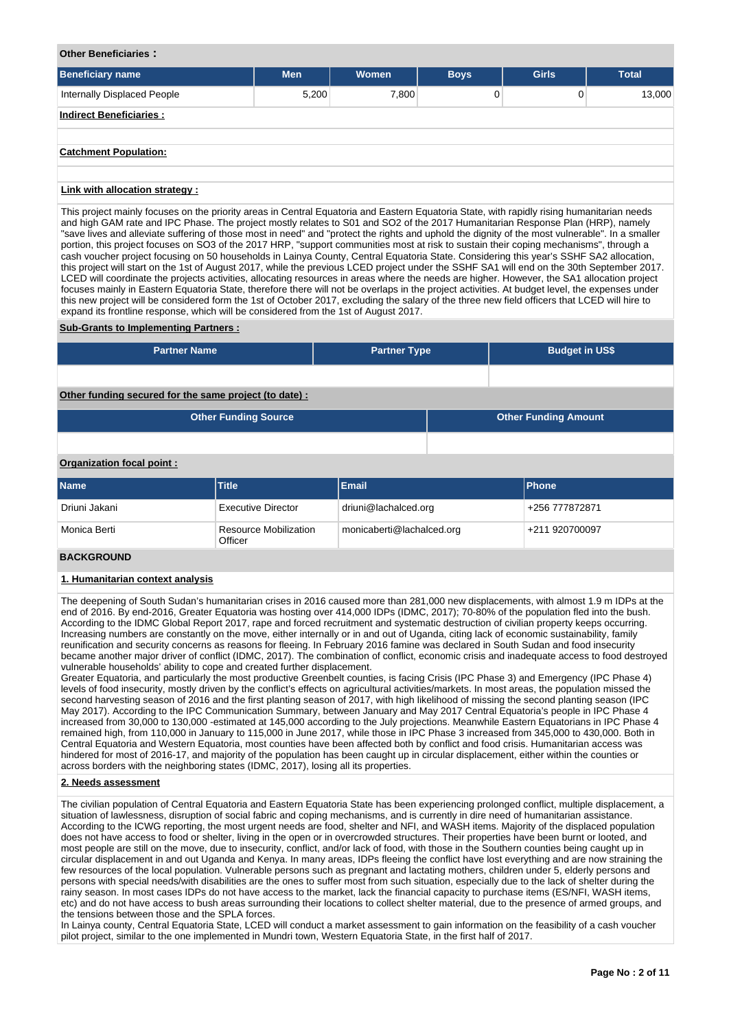**Other Beneficiaries :**

| Beneficiary name | Men | Women | Boys | Girls | Total |
|---|---|---|---|---|---|
| Internally Displaced People | 5,200 | 7,800 | 0 | 0 | 13,000 |

**Indirect Beneficiaries :**

**Catchment Population:**

**Link with allocation strategy :**

This project mainly focuses on the priority areas in Central Equatoria and Eastern Equatoria State, with rapidly rising humanitarian needs and high GAM rate and IPC Phase. The project mostly relates to S01 and SO2 of the 2017 Humanitarian Response Plan (HRP), namely "save lives and alleviate suffering of those most in need" and "protect the rights and uphold the dignity of the most vulnerable". In a smaller portion, this project focuses on SO3 of the 2017 HRP, "support communities most at risk to sustain their coping mechanisms", through a cash voucher project focusing on 50 households in Lainya County, Central Equatoria State. Considering this year's SSHF SA2 allocation, this project will start on the 1st of August 2017, while the previous LCED project under the SSHF SA1 will end on the 30th September 2017. LCED will coordinate the projects activities, allocating resources in areas where the needs are higher. However, the SA1 allocation project focuses mainly in Eastern Equatoria State, therefore there will not be overlaps in the project activities. At budget level, the expenses under this new project will be considered form the 1st of October 2017, excluding the salary of the three new field officers that LCED will hire to expand its frontline response, which will be considered from the 1st of August 2017.

**Sub-Grants to Implementing Partners :**

| Partner Name | Partner Type | Budget in US$ |
|---|---|---|
| | | |

**Other funding secured for the same project (to date) :**

| Other Funding Source | Other Funding Amount |
|---|---|
| | |

**Organization focal point :**

| Name | Title | Email | Phone |
|---|---|---|---|
| Driuni Jakani | Executive Director | driuni@lachalced.org | +256 777872871 |
| Monica Berti | Resource Mobilization Officer | monicaberti@lachalced.org | +211 920700097 |

## BACKGROUND

### 1. Humanitarian context analysis

The deepening of South Sudan's humanitarian crises in 2016 caused more than 281,000 new displacements, with almost 1.9 m IDPs at the end of 2016. By end-2016, Greater Equatoria was hosting over 414,000 IDPs (IDMC, 2017); 70-80% of the population fled into the bush. According to the IDMC Global Report 2017, rape and forced recruitment and systematic destruction of civilian property keeps occurring. Increasing numbers are constantly on the move, either internally or in and out of Uganda, citing lack of economic sustainability, family reunification and security concerns as reasons for fleeing. In February 2016 famine was declared in South Sudan and food insecurity became another major driver of conflict (IDMC, 2017). The combination of conflict, economic crisis and inadequate access to food destroyed vulnerable households' ability to cope and created further displacement.
Greater Equatoria, and particularly the most productive Greenbelt counties, is facing Crisis (IPC Phase 3) and Emergency (IPC Phase 4) levels of food insecurity, mostly driven by the conflict's effects on agricultural activities/markets. In most areas, the population missed the second harvesting season of 2016 and the first planting season of 2017, with high likelihood of missing the second planting season (IPC May 2017). According to the IPC Communication Summary, between January and May 2017 Central Equatoria's people in IPC Phase 4 increased from 30,000 to 130,000 -estimated at 145,000 according to the July projections. Meanwhile Eastern Equatorians in IPC Phase 4 remained high, from 110,000 in January to 115,000 in June 2017, while those in IPC Phase 3 increased from 345,000 to 430,000. Both in Central Equatoria and Western Equatoria, most counties have been affected both by conflict and food crisis. Humanitarian access was hindered for most of 2016-17, and majority of the population has been caught up in circular displacement, either within the counties or across borders with the neighboring states (IDMC, 2017), losing all its properties.

### 2. Needs assessment

The civilian population of Central Equatoria and Eastern Equatoria State has been experiencing prolonged conflict, multiple displacement, a situation of lawlessness, disruption of social fabric and coping mechanisms, and is currently in dire need of humanitarian assistance. According to the ICWG reporting, the most urgent needs are food, shelter and NFI, and WASH items. Majority of the displaced population does not have access to food or shelter, living in the open or in overcrowded structures. Their properties have been burnt or looted, and most people are still on the move, due to insecurity, conflict, and/or lack of food, with those in the Southern counties being caught up in circular displacement in and out Uganda and Kenya. In many areas, IDPs fleeing the conflict have lost everything and are now straining the few resources of the local population. Vulnerable persons such as pregnant and lactating mothers, children under 5, elderly persons and persons with special needs/with disabilities are the ones to suffer most from such situation, especially due to the lack of shelter during the rainy season. In most cases IDPs do not have access to the market, lack the financial capacity to purchase items (ES/NFI, WASH items, etc) and do not have access to bush areas surrounding their locations to collect shelter material, due to the presence of armed groups, and the tensions between those and the SPLA forces.
In Lainya county, Central Equatoria State, LCED will conduct a market assessment to gain information on the feasibility of a cash voucher pilot project, similar to the one implemented in Mundri town, Western Equatoria State, in the first half of 2017.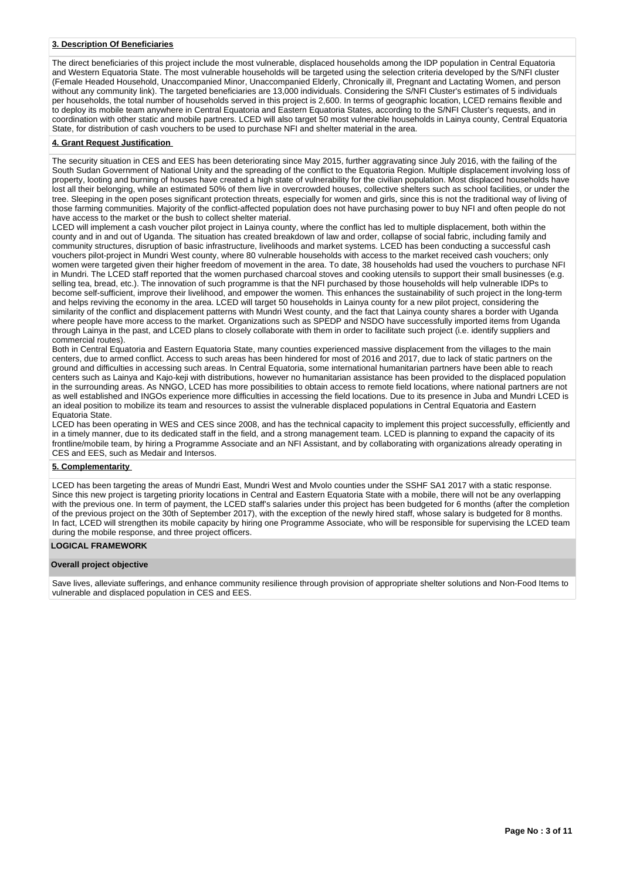**3. Description Of Beneficiaries**

The direct beneficiaries of this project include the most vulnerable, displaced households among the IDP population in Central Equatoria and Western Equatoria State. The most vulnerable households will be targeted using the selection criteria developed by the S/NFI cluster (Female Headed Household, Unaccompanied Minor, Unaccompanied Elderly, Chronically ill, Pregnant and Lactating Women, and person without any community link). The targeted beneficiaries are 13,000 individuals. Considering the S/NFI Cluster's estimates of 5 individuals per households, the total number of households served in this project is 2,600. In terms of geographic location, LCED remains flexible and to deploy its mobile team anywhere in Central Equatoria and Eastern Equatoria States, according to the S/NFI Cluster's requests, and in coordination with other static and mobile partners. LCED will also target 50 most vulnerable households in Lainya county, Central Equatoria State, for distribution of cash vouchers to be used to purchase NFI and shelter material in the area.

**4. Grant Request Justification**

The security situation in CES and EES has been deteriorating since May 2015, further aggravating since July 2016, with the failing of the South Sudan Government of National Unity and the spreading of the conflict to the Equatoria Region. Multiple displacement involving loss of property, looting and burning of houses have created a high state of vulnerability for the civilian population. Most displaced households have lost all their belonging, while an estimated 50% of them live in overcrowded houses, collective shelters such as school facilities, or under the tree. Sleeping in the open poses significant protection threats, especially for women and girls, since this is not the traditional way of living of those farming communities. Majority of the conflict-affected population does not have purchasing power to buy NFI and often people do not have access to the market or the bush to collect shelter material.
LCED will implement a cash voucher pilot project in Lainya county, where the conflict has led to multiple displacement, both within the county and in and out of Uganda. The situation has created breakdown of law and order, collapse of social fabric, including family and community structures, disruption of basic infrastructure, livelihoods and market systems. LCED has been conducting a successful cash vouchers pilot-project in Mundri West county, where 80 vulnerable households with access to the market received cash vouchers; only women were targeted given their higher freedom of movement in the area. To date, 38 households had used the vouchers to purchase NFI in Mundri. The LCED staff reported that the women purchased charcoal stoves and cooking utensils to support their small businesses (e.g. selling tea, bread, etc.). The innovation of such programme is that the NFI purchased by those households will help vulnerable IDPs to become self-sufficient, improve their livelihood, and empower the women. This enhances the sustainability of such project in the long-term and helps reviving the economy in the area. LCED will target 50 households in Lainya county for a new pilot project, considering the similarity of the conflict and displacement patterns with Mundri West county, and the fact that Lainya county shares a border with Uganda where people have more access to the market. Organizations such as SPEDP and NSDO have successfully imported items from Uganda through Lainya in the past, and LCED plans to closely collaborate with them in order to facilitate such project (i.e. identify suppliers and commercial routes).
Both in Central Equatoria and Eastern Equatoria State, many counties experienced massive displacement from the villages to the main centers, due to armed conflict. Access to such areas has been hindered for most of 2016 and 2017, due to lack of static partners on the ground and difficulties in accessing such areas. In Central Equatoria, some international humanitarian partners have been able to reach centers such as Lainya and Kajo-keji with distributions, however no humanitarian assistance has been provided to the displaced population in the surrounding areas. As NNGO, LCED has more possibilities to obtain access to remote field locations, where national partners are not as well established and INGOs experience more difficulties in accessing the field locations. Due to its presence in Juba and Mundri LCED is an ideal position to mobilize its team and resources to assist the vulnerable displaced populations in Central Equatoria and Eastern Equatoria State.
LCED has been operating in WES and CES since 2008, and has the technical capacity to implement this project successfully, efficiently and in a timely manner, due to its dedicated staff in the field, and a strong management team. LCED is planning to expand the capacity of its frontline/mobile team, by hiring a Programme Associate and an NFI Assistant, and by collaborating with organizations already operating in CES and EES, such as Medair and Intersos.

**5. Complementarity**

LCED has been targeting the areas of Mundri East, Mundri West and Mvolo counties under the SSHF SA1 2017 with a static response. Since this new project is targeting priority locations in Central and Eastern Equatoria State with a mobile, there will not be any overlapping with the previous one. In term of payment, the LCED staff's salaries under this project has been budgeted for 6 months (after the completion of the previous project on the 30th of September 2017), with the exception of the newly hired staff, whose salary is budgeted for 8 months. In fact, LCED will strengthen its mobile capacity by hiring one Programme Associate, who will be responsible for supervising the LCED team during the mobile response, and three project officers.

## LOGICAL FRAMEWORK

**Overall project objective**

Save lives, alleviate sufferings, and enhance community resilience through provision of appropriate shelter solutions and Non-Food Items to vulnerable and displaced population in CES and EES.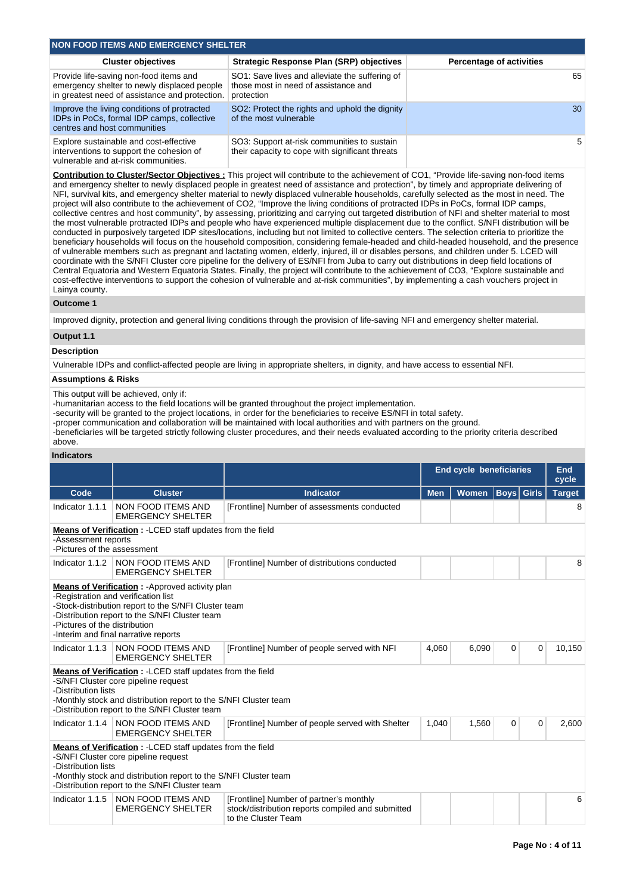## NON FOOD ITEMS AND EMERGENCY SHELTER

| Cluster objectives | Strategic Response Plan (SRP) objectives | Percentage of activities |
| --- | --- | --- |
| Provide life-saving non-food items and emergency shelter to newly displaced people in greatest need of assistance and protection. | SO1: Save lives and alleviate the suffering of those most in need of assistance and protection | 65 |
| Improve the living conditions of protracted IDPs in PoCs, formal IDP camps, collective centres and host communities | SO2: Protect the rights and uphold the dignity of the most vulnerable | 30 |
| Explore sustainable and cost-effective interventions to support the cohesion of vulnerable and at-risk communities. | SO3: Support at-risk communities to sustain their capacity to cope with significant threats | 5 |

**Contribution to Cluster/Sector Objectives :** This project will contribute to the achievement of CO1, "Provide life-saving non-food items and emergency shelter to newly displaced people in greatest need of assistance and protection", by timely and appropriate delivering of NFI, survival kits, and emergency shelter material to newly displaced vulnerable households, carefully selected as the most in need. The project will also contribute to the achievement of CO2, "Improve the living conditions of protracted IDPs in PoCs, formal IDP camps, collective centres and host community", by assessing, prioritizing and carrying out targeted distribution of NFI and shelter material to most the most vulnerable protracted IDPs and people who have experienced multiple displacement due to the conflict. S/NFI distribution will be conducted in purposively targeted IDP sites/locations, including but not limited to collective centers. The selection criteria to prioritize the beneficiary households will focus on the household composition, considering female-headed and child-headed household, and the presence of vulnerable members such as pregnant and lactating women, elderly, injured, ill or disables persons, and children under 5. LCED will coordinate with the S/NFI Cluster core pipeline for the delivery of ES/NFI from Juba to carry out distributions in deep field locations of Central Equatoria and Western Equatoria States. Finally, the project will contribute to the achievement of CO3, "Explore sustainable and cost-effective interventions to support the cohesion of vulnerable and at-risk communities", by implementing a cash vouchers project in Lainya county.

### Outcome 1

Improved dignity, protection and general living conditions through the provision of life-saving NFI and emergency shelter material.

### Output 1.1

**Description**

Vulnerable IDPs and conflict-affected people are living in appropriate shelters, in dignity, and have access to essential NFI.

**Assumptions & Risks**

This output will be achieved, only if:
-humanitarian access to the field locations will be granted throughout the project implementation.
-security will be granted to the project locations, in order for the beneficiaries to receive ES/NFI in total safety.
-proper communication and collaboration will be maintained with local authorities and with partners on the ground.
-beneficiaries will be targeted strictly following cluster procedures, and their needs evaluated according to the priority criteria described above.

**Indicators**

| | | | End cycle beneficiaries | | | | End cycle |
| --- | --- | --- | --- | --- | --- | --- | --- |
| **Code** | **Cluster** | **Indicator** | **Men** | **Women** | **Boys** | **Girls** | **Target** |
| Indicator 1.1.1 | NON FOOD ITEMS AND EMERGENCY SHELTER | [Frontline] Number of assessments conducted | | | | | 8 |
| **Means of Verification :** -LCED staff updates from the field<br>-Assessment reports<br>-Pictures of the assessment | | | | | | | |
| Indicator 1.1.2 | NON FOOD ITEMS AND EMERGENCY SHELTER | [Frontline] Number of distributions conducted | | | | | 8 |
| **Means of Verification :** -Approved activity plan<br>-Registration and verification list<br>-Stock-distribution report to the S/NFI Cluster team<br>-Distribution report to the S/NFI Cluster team<br>-Pictures of the distribution<br>-Interim and final narrative reports | | | | | | | |
| Indicator 1.1.3 | NON FOOD ITEMS AND EMERGENCY SHELTER | [Frontline] Number of people served with NFI | 4,060 | 6,090 | 0 | 0 | 10,150 |
| **Means of Verification :** -LCED staff updates from the field<br>-S/NFI Cluster core pipeline request<br>-Distribution lists<br>-Monthly stock and distribution report to the S/NFI Cluster team<br>-Distribution report to the S/NFI Cluster team | | | | | | | |
| Indicator 1.1.4 | NON FOOD ITEMS AND EMERGENCY SHELTER | [Frontline] Number of people served with Shelter | 1,040 | 1,560 | 0 | 0 | 2,600 |
| **Means of Verification :** -LCED staff updates from the field<br>-S/NFI Cluster core pipeline request<br>-Distribution lists<br>-Monthly stock and distribution report to the S/NFI Cluster team<br>-Distribution report to the S/NFI Cluster team | | | | | | | |
| Indicator 1.1.5 | NON FOOD ITEMS AND EMERGENCY SHELTER | [Frontline] Number of partner's monthly stock/distribution reports compiled and submitted to the Cluster Team | | | | | 6 |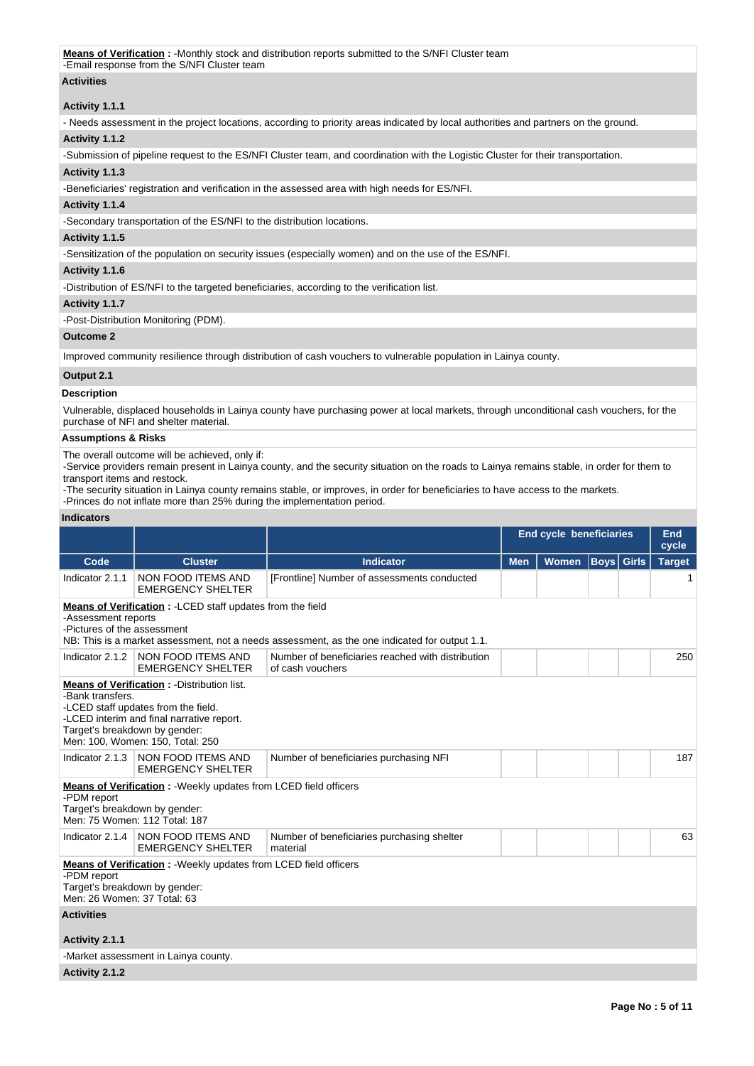**Means of Verification :** -Monthly stock and distribution reports submitted to the S/NFI Cluster team
-Email response from the S/NFI Cluster team

**Activities**

**Activity 1.1.1**

- Needs assessment in the project locations, according to priority areas indicated by local authorities and partners on the ground.

**Activity 1.1.2**

-Submission of pipeline request to the ES/NFI Cluster team, and coordination with the Logistic Cluster for their transportation.

**Activity 1.1.3**

-Beneficiaries' registration and verification in the assessed area with high needs for ES/NFI.

**Activity 1.1.4**

-Secondary transportation of the ES/NFI to the distribution locations.

**Activity 1.1.5**

-Sensitization of the population on security issues (especially women) and on the use of the ES/NFI.

**Activity 1.1.6**

-Distribution of ES/NFI to the targeted beneficiaries, according to the verification list.

**Activity 1.1.7**

-Post-Distribution Monitoring (PDM).

**Outcome 2**

Improved community resilience through distribution of cash vouchers to vulnerable population in Lainya county.

**Output 2.1**

**Description**

Vulnerable, displaced households in Lainya county have purchasing power at local markets, through unconditional cash vouchers, for the purchase of NFI and shelter material.

**Assumptions & Risks**

The overall outcome will be achieved, only if:
-Service providers remain present in Lainya county, and the security situation on the roads to Lainya remains stable, in order for them to transport items and restock.
-The security situation in Lainya county remains stable, or improves, in order for beneficiaries to have access to the markets.
-Princes do not inflate more than 25% during the implementation period.

**Indicators**

| | | | End cycle beneficiaries | | | | End cycle |
|---|---|---|---|---|---|---|---|
| Code | Cluster | Indicator | Men | Women | Boys | Girls | Target |
| Indicator 2.1.1 | NON FOOD ITEMS AND EMERGENCY SHELTER | [Frontline] Number of assessments conducted | | | | | 1 |

**Means of Verification :** -LCED staff updates from the field
-Assessment reports
-Pictures of the assessment
NB: This is a market assessment, not a needs assessment, as the one indicated for output 1.1.

| Code | Cluster | Indicator | Men | Women | Boys | Girls | Target |
|---|---|---|---|---|---|---|---|
| Indicator 2.1.2 | NON FOOD ITEMS AND EMERGENCY SHELTER | Number of beneficiaries reached with distribution of cash vouchers | | | | | 250 |

**Means of Verification :** -Distribution list.
-Bank transfers.
-LCED staff updates from the field.
-LCED interim and final narrative report.
Target's breakdown by gender:
Men: 100, Women: 150, Total: 250

| Code | Cluster | Indicator | Men | Women | Boys | Girls | Target |
|---|---|---|---|---|---|---|---|
| Indicator 2.1.3 | NON FOOD ITEMS AND EMERGENCY SHELTER | Number of beneficiaries purchasing NFI | | | | | 187 |

**Means of Verification :** -Weekly updates from LCED field officers
-PDM report
Target's breakdown by gender:
Men: 75 Women: 112 Total: 187

| Code | Cluster | Indicator | Men | Women | Boys | Girls | Target |
|---|---|---|---|---|---|---|---|
| Indicator 2.1.4 | NON FOOD ITEMS AND EMERGENCY SHELTER | Number of beneficiaries purchasing shelter material | | | | | 63 |

**Means of Verification :** -Weekly updates from LCED field officers
-PDM report
Target's breakdown by gender:
Men: 26 Women: 37 Total: 63

**Activities**

**Activity 2.1.1**

-Market assessment in Lainya county.

**Activity 2.1.2**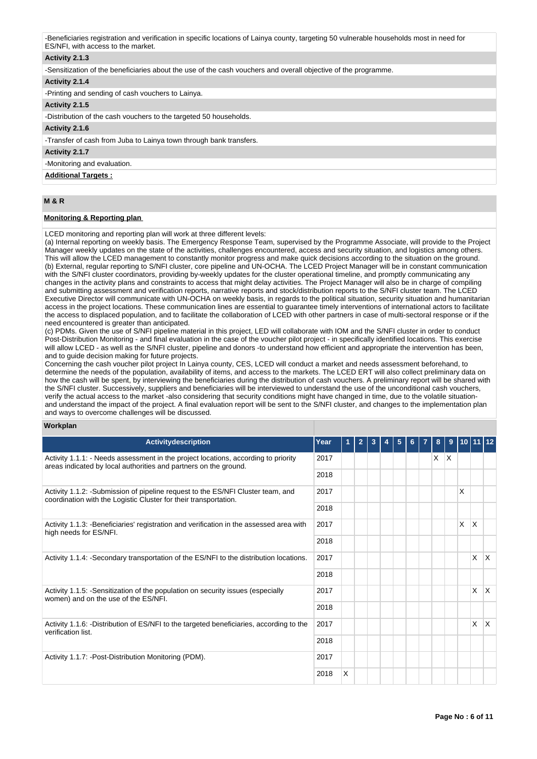-Beneficiaries registration and verification in specific locations of Lainya county, targeting 50 vulnerable households most in need for ES/NFI, with access to the market.

**Activity 2.1.3**

-Sensitization of the beneficiaries about the use of the cash vouchers and overall objective of the programme.

**Activity 2.1.4**

-Printing and sending of cash vouchers to Lainya.

**Activity 2.1.5**

-Distribution of the cash vouchers to the targeted 50 households.

**Activity 2.1.6**

-Transfer of cash from Juba to Lainya town through bank transfers.

**Activity 2.1.7**

-Monitoring and evaluation.

**Additional Targets :**

## M & R

**Monitoring & Reporting plan**

LCED monitoring and reporting plan will work at three different levels:
(a) Internal reporting on weekly basis. The Emergency Response Team, supervised by the Programme Associate, will provide to the Project Manager weekly updates on the state of the activities, challenges encountered, access and security situation, and logistics among others. This will allow the LCED management to constantly monitor progress and make quick decisions according to the situation on the ground.
(b) External, regular reporting to S/NFI cluster, core pipeline and UN-OCHA. The LCED Project Manager will be in constant communication with the S/NFI cluster coordinators, providing by-weekly updates for the cluster operational timeline, and promptly communicating any changes in the activity plans and constraints to access that might delay activities. The Project Manager will also be in charge of compiling and submitting assessment and verification reports, narrative reports and stock/distribution reports to the S/NFI cluster team. The LCED Executive Director will communicate with UN-OCHA on weekly basis, in regards to the political situation, security situation and humanitarian access in the project locations. These communication lines are essential to guarantee timely interventions of international actors to facilitate the access to displaced population, and to facilitate the collaboration of LCED with other partners in case of multi-sectoral response or if the need encountered is greater than anticipated.
(c) PDMs. Given the use of S/NFI pipeline material in this project, LED will collaborate with IOM and the S/NFI cluster in order to conduct Post-Distribution Monitoring - and final evaluation in the case of the voucher pilot project - in specifically identified locations. This exercise will allow LCED - as well as the S/NFI cluster, pipeline and donors -to understand how efficient and appropriate the intervention has been, and to guide decision making for future projects.
Concerning the cash voucher pilot project In Lainya county, CES, LCED will conduct a market and needs assessment beforehand, to determine the needs of the population, availability of items, and access to the markets. The LCED ERT will also collect preliminary data on how the cash will be spent, by interviewing the beneficiaries during the distribution of cash vouchers. A preliminary report will be shared with the S/NFI cluster. Successively, suppliers and beneficiaries will be interviewed to understand the use of the unconditional cash vouchers, verify the actual access to the market -also considering that security conditions might have changed in time, due to the volatile situation- and understand the impact of the project. A final evaluation report will be sent to the S/NFI cluster, and changes to the implementation plan and ways to overcome challenges will be discussed.

**Workplan**

| Activitydescription | Year | 1 | 2 | 3 | 4 | 5 | 6 | 7 | 8 | 9 | 10 | 11 | 12 |
|---|---|---|---|---|---|---|---|---|---|---|---|---|---|
| Activity 1.1.1: - Needs assessment in the project locations, according to priority areas indicated by local authorities and partners on the ground. | 2017 | | | | | | | | X | X | | | |
| | 2018 | | | | | | | | | | | | |
| Activity 1.1.2: -Submission of pipeline request to the ES/NFI Cluster team, and coordination with the Logistic Cluster for their transportation. | 2017 | | | | | | | | | | X | | |
| | 2018 | | | | | | | | | | | | |
| Activity 1.1.3: -Beneficiaries' registration and verification in the assessed area with high needs for ES/NFI. | 2017 | | | | | | | | | | X | X | |
| | 2018 | | | | | | | | | | | | |
| Activity 1.1.4: -Secondary transportation of the ES/NFI to the distribution locations. | 2017 | | | | | | | | | | | X | X |
| | 2018 | | | | | | | | | | | | |
| Activity 1.1.5: -Sensitization of the population on security issues (especially women) and on the use of the ES/NFI. | 2017 | | | | | | | | | | | X | X |
| | 2018 | | | | | | | | | | | | |
| Activity 1.1.6: -Distribution of ES/NFI to the targeted beneficiaries, according to the verification list. | 2017 | | | | | | | | | | | X | X |
| | 2018 | | | | | | | | | | | | |
| Activity 1.1.7: -Post-Distribution Monitoring (PDM). | 2017 | | | | | | | | | | | | |
| | 2018 | X | | | | | | | | | | | |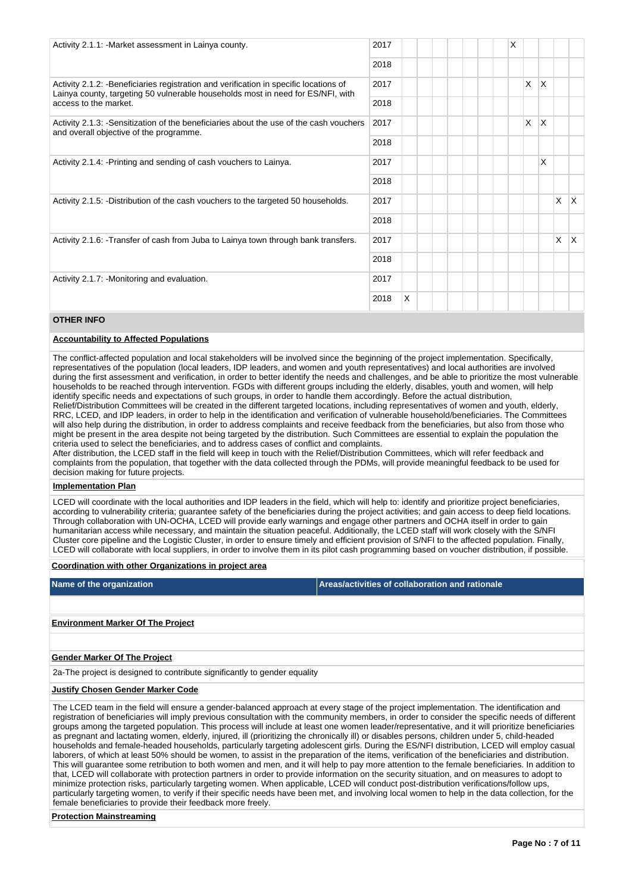| Activity | Year | 1 | 2 | 3 | 4 | 5 | 6 | 7 | 8 | 9 | 10 | 11 | 12 |
|---|---|---|---|---|---|---|---|---|---|---|---|---|---|
| Activity 2.1.1: -Market assessment in Lainya county. | 2017 | | | | | | | | X | | | | |
| | 2018 | | | | | | | | | | | | |
| Activity 2.1.2: -Beneficiaries registration and verification in specific locations of Lainya county, targeting 50 vulnerable households most in need for ES/NFI, with access to the market. | 2017 | | | | | | | | | X | X | | |
| | 2018 | | | | | | | | | | | | |
| Activity 2.1.3: -Sensitization of the beneficiaries about the use of the cash vouchers and overall objective of the programme. | 2017 | | | | | | | | | X | X | | |
| | 2018 | | | | | | | | | | | | |
| Activity 2.1.4: -Printing and sending of cash vouchers to Lainya. | 2017 | | | | | | | | | | X | | |
| | 2018 | | | | | | | | | | | | |
| Activity 2.1.5: -Distribution of the cash vouchers to the targeted 50 households. | 2017 | | | | | | | | | | | X | X |
| | 2018 | | | | | | | | | | | | |
| Activity 2.1.6: -Transfer of cash from Juba to Lainya town through bank transfers. | 2017 | | | | | | | | | | | X | X |
| | 2018 | | | | | | | | | | | | |
| Activity 2.1.7: -Monitoring and evaluation. | 2017 | | | | | | | | | | | | |
| | 2018 | X | | | | | | | | | | | |

## OTHER INFO

**Accountability to Affected Populations**

The conflict-affected population and local stakeholders will be involved since the beginning of the project implementation. Specifically, representatives of the population (local leaders, IDP leaders, and women and youth representatives) and local authorities are involved during the first assessment and verification, in order to better identify the needs and challenges, and be able to prioritize the most vulnerable households to be reached through intervention. FGDs with different groups including the elderly, disables, youth and women, will help identify specific needs and expectations of such groups, in order to handle them accordingly. Before the actual distribution, Relief/Distribution Committees will be created in the different targeted locations, including representatives of women and youth, elderly, RRC, LCED, and IDP leaders, in order to help in the identification and verification of vulnerable household/beneficiaries. The Committees will also help during the distribution, in order to address complaints and receive feedback from the beneficiaries, but also from those who might be present in the area despite not being targeted by the distribution. Such Committees are essential to explain the population the criteria used to select the beneficiaries, and to address cases of conflict and complaints.
After distribution, the LCED staff in the field will keep in touch with the Relief/Distribution Committees, which will refer feedback and complaints from the population, that together with the data collected through the PDMs, will provide meaningful feedback to be used for decision making for future projects.

**Implementation Plan**

LCED will coordinate with the local authorities and IDP leaders in the field, which will help to: identify and prioritize project beneficiaries, according to vulnerability criteria; guarantee safety of the beneficiaries during the project activities; and gain access to deep field locations. Through collaboration with UN-OCHA, LCED will provide early warnings and engage other partners and OCHA itself in order to gain humanitarian access while necessary, and maintain the situation peaceful. Additionally, the LCED staff will work closely with the S/NFI Cluster core pipeline and the Logistic Cluster, in order to ensure timely and efficient provision of S/NFI to the affected population. Finally, LCED will collaborate with local suppliers, in order to involve them in its pilot cash programming based on voucher distribution, if possible.

**Coordination with other Organizations in project area**

| Name of the organization | Areas/activities of collaboration and rationale |
|---|---|
| | |

**Environment Marker Of The Project**

**Gender Marker Of The Project**

2a-The project is designed to contribute significantly to gender equality

**Justify Chosen Gender Marker Code**

The LCED team in the field will ensure a gender-balanced approach at every stage of the project implementation. The identification and registration of beneficiaries will imply previous consultation with the community members, in order to consider the specific needs of different groups among the targeted population. This process will include at least one women leader/representative, and it will prioritize beneficiaries as pregnant and lactating women, elderly, injured, ill (prioritizing the chronically ill) or disables persons, children under 5, child-headed households and female-headed households, particularly targeting adolescent girls. During the ES/NFI distribution, LCED will employ casual laborers, of which at least 50% should be women, to assist in the preparation of the items, verification of the beneficiaries and distribution. This will guarantee some retribution to both women and men, and it will help to pay more attention to the female beneficiaries. In addition to that, LCED will collaborate with protection partners in order to provide information on the security situation, and on measures to adopt to minimize protection risks, particularly targeting women. When applicable, LCED will conduct post-distribution verifications/follow ups, particularly targeting women, to verify if their specific needs have been met, and involving local women to help in the data collection, for the female beneficiaries to provide their feedback more freely.

**Protection Mainstreaming**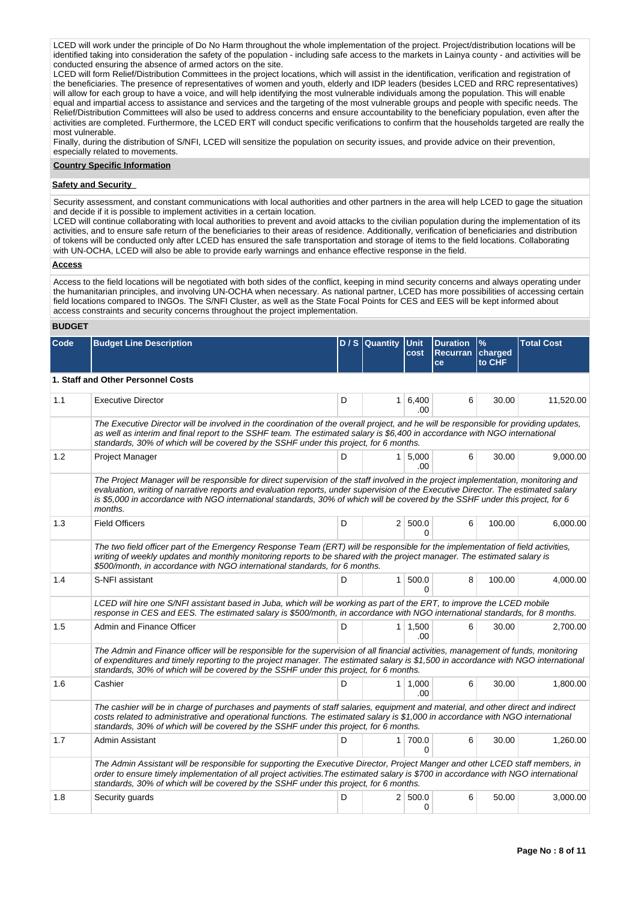LCED will work under the principle of Do No Harm throughout the whole implementation of the project. Project/distribution locations will be identified taking into consideration the safety of the population - including safe access to the markets in Lainya county - and activities will be conducted ensuring the absence of armed actors on the site.
LCED will form Relief/Distribution Committees in the project locations, which will assist in the identification, verification and registration of the beneficiaries. The presence of representatives of women and youth, elderly and IDP leaders (besides LCED and RRC representatives) will allow for each group to have a voice, and will help identifying the most vulnerable individuals among the population. This will enable equal and impartial access to assistance and services and the targeting of the most vulnerable groups and people with specific needs. The Relief/Distribution Committees will also be used to address concerns and ensure accountability to the beneficiary population, even after the activities are completed. Furthermore, the LCED ERT will conduct specific verifications to confirm that the households targeted are really the most vulnerable.
Finally, during the distribution of S/NFI, LCED will sensitize the population on security issues, and provide advice on their prevention, especially related to movements.

**Country Specific Information**

**Safety and Security**

Security assessment, and constant communications with local authorities and other partners in the area will help LCED to gage the situation and decide if it is possible to implement activities in a certain location.
LCED will continue collaborating with local authorities to prevent and avoid attacks to the civilian population during the implementation of its activities, and to ensure safe return of the beneficiaries to their areas of residence. Additionally, verification of beneficiaries and distribution of tokens will be conducted only after LCED has ensured the safe transportation and storage of items to the field locations. Collaborating with UN-OCHA, LCED will also be able to provide early warnings and enhance effective response in the field.

**Access**

Access to the field locations will be negotiated with both sides of the conflict, keeping in mind security concerns and always operating under the humanitarian principles, and involving UN-OCHA when necessary. As national partner, LCED has more possibilities of accessing certain field locations compared to INGOs. The S/NFI Cluster, as well as the State Focal Points for CES and EES will be kept informed about access constraints and security concerns throughout the project implementation.

**BUDGET**

| Code | Budget Line Description | D / S | Quantity | Unit cost | Duration Recurrance | % charged to CHF | Total Cost |
|---|---|---|---|---|---|---|---|
| **1. Staff and Other Personnel Costs** | | | | | | | |
| 1.1 | Executive Director | D | 1 | 6,400.00 | 6 | 30.00 | 11,520.00 |
| | *The Executive Director will be involved in the coordination of the overall project, and he will be responsible for providing updates, as well as interim and final report to the SSHF team. The estimated salary is $6,400 in accordance with NGO international standards, 30% of which will be covered by the SSHF under this project, for 6 months.* | | | | | | |
| 1.2 | Project Manager | D | 1 | 5,000.00 | 6 | 30.00 | 9,000.00 |
| | *The Project Manager will be responsible for direct supervision of the staff involved in the project implementation, monitoring and evaluation, writing of narrative reports and evaluation reports, under supervision of the Executive Director. The estimated salary is $5,000 in accordance with NGO international standards, 30% of which will be covered by the SSHF under this project, for 6 months.* | | | | | | |
| 1.3 | Field Officers | D | 2 | 500.00 | 6 | 100.00 | 6,000.00 |
| | *The two field officer part of the Emergency Response Team (ERT) will be responsible for the implementation of field activities, writing of weekly updates and monthly monitoring reports to be shared with the project manager. The estimated salary is $500/month, in accordance with NGO international standards, for 6 months.* | | | | | | |
| 1.4 | S-NFI assistant | D | 1 | 500.00 | 8 | 100.00 | 4,000.00 |
| | *LCED will hire one S/NFI assistant based in Juba, which will be working as part of the ERT, to improve the LCED mobile response in CES and EES. The estimated salary is $500/month, in accordance with NGO international standards, for 8 months.* | | | | | | |
| 1.5 | Admin and Finance Officer | D | 1 | 1,500.00 | 6 | 30.00 | 2,700.00 |
| | *The Admin and Finance officer will be responsible for the supervision of all financial activities, management of funds, monitoring of expenditures and timely reporting to the project manager. The estimated salary is $1,500 in accordance with NGO international standards, 30% of which will be covered by the SSHF under this project, for 6 months.* | | | | | | |
| 1.6 | Cashier | D | 1 | 1,000.00 | 6 | 30.00 | 1,800.00 |
| | *The cashier will be in charge of purchases and payments of staff salaries, equipment and material, and other direct and indirect costs related to administrative and operational functions. The estimated salary is $1,000 in accordance with NGO international standards, 30% of which will be covered by the SSHF under this project, for 6 months.* | | | | | | |
| 1.7 | Admin Assistant | D | 1 | 700.00 | 6 | 30.00 | 1,260.00 |
| | *The Admin Assistant will be responsible for supporting the Executive Director, Project Manger and other LCED staff members, in order to ensure timely implementation of all project activities.The estimated salary is $700 in accordance with NGO international standards, 30% of which will be covered by the SSHF under this project, for 6 months.* | | | | | | |
| 1.8 | Security guards | D | 2 | 500.00 | 6 | 50.00 | 3,000.00 |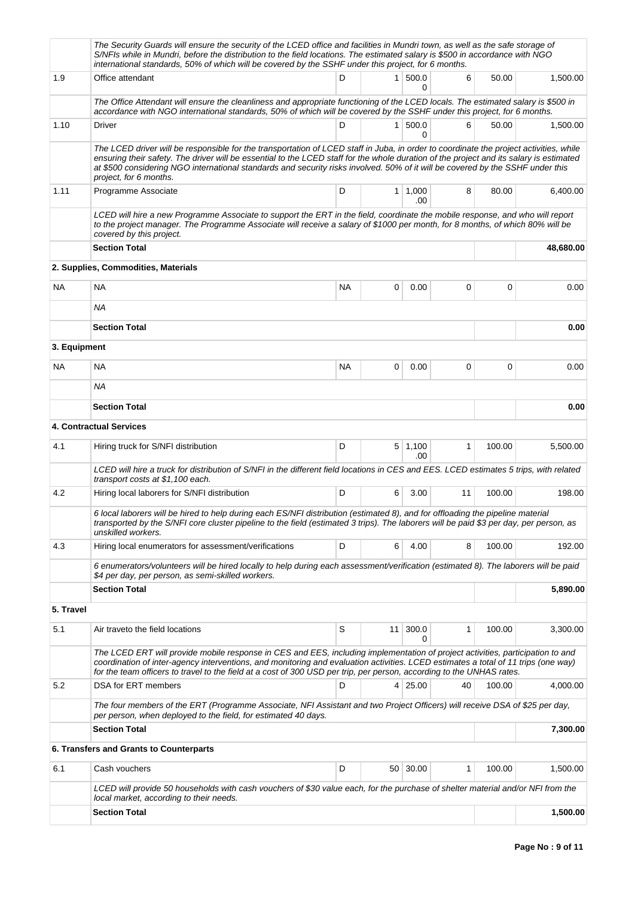| | | | | | | | |
|---|---|---|---|---|---|---|---|
| | *The Security Guards will ensure the security of the LCED office and facilities in Mundri town, as well as the safe storage of S/NFIs while in Mundri, before the distribution to the field locations. The estimated salary is $500 in accordance with NGO international standards, 50% of which will be covered by the SSHF under this project, for 6 months.* | | | | | | |
| 1.9 | Office attendant | D | 1 | 500.00 | 6 | 50.00 | 1,500.00 |
| | *The Office Attendant will ensure the cleanliness and appropriate functioning of the LCED locals. The estimated salary is $500 in accordance with NGO international standards, 50% of which will be covered by the SSHF under this project, for 6 months.* | | | | | | |
| 1.10 | Driver | D | 1 | 500.00 | 6 | 50.00 | 1,500.00 |
| | *The LCED driver will be responsible for the transportation of LCED staff in Juba, in order to coordinate the project activities, while ensuring their safety. The driver will be essential to the LCED staff for the whole duration of the project and its salary is estimated at $500 considering NGO international standards and security risks involved. 50% of it will be covered by the SSHF under this project, for 6 months.* | | | | | | |
| 1.11 | Programme Associate | D | 1 | 1,000.00 | 8 | 80.00 | 6,400.00 |
| | *LCED will hire a new Programme Associate to support the ERT in the field, coordinate the mobile response, and who will report to the project manager. The Programme Associate will receive a salary of $1000 per month, for 8 months, of which 80% will be covered by this project.* | | | | | | |
| | **Section Total** | | | | | | **48,680.00** |
| | **2. Supplies, Commodities, Materials** | | | | | | |
| NA | NA | NA | 0 | 0.00 | 0 | 0 | 0.00 |
| | *NA* | | | | | | |
| | **Section Total** | | | | | | **0.00** |
| **3. Equipment** | | | | | | | |
| NA | NA | NA | 0 | 0.00 | 0 | 0 | 0.00 |
| | *NA* | | | | | | |
| | **Section Total** | | | | | | **0.00** |
| | **4. Contractual Services** | | | | | | |
| 4.1 | Hiring truck for S/NFI distribution | D | 5 | 1,100.00 | 1 | 100.00 | 5,500.00 |
| | *LCED will hire a truck for distribution of S/NFI in the different field locations in CES and EES. LCED estimates 5 trips, with related transport costs at $1,100 each.* | | | | | | |
| 4.2 | Hiring local laborers for S/NFI distribution | D | 6 | 3.00 | 11 | 100.00 | 198.00 |
| | *6 local laborers will be hired to help during each ES/NFI distribution (estimated 8), and for offloading the pipeline material transported by the S/NFI core cluster pipeline to the field (estimated 3 trips). The laborers will be paid $3 per day, per person, as unskilled workers.* | | | | | | |
| 4.3 | Hiring local enumerators for assessment/verifications | D | 6 | 4.00 | 8 | 100.00 | 192.00 |
| | *6 enumerators/volunteers will be hired locally to help during each assessment/verification (estimated 8). The laborers will be paid $4 per day, per person, as semi-skilled workers.* | | | | | | |
| | **Section Total** | | | | | | **5,890.00** |
| **5. Travel** | | | | | | | |
| 5.1 | Air traveto the field locations | S | 11 | 300.00 | 1 | 100.00 | 3,300.00 |
| | *The LCED ERT will provide mobile response in CES and EES, including implementation of project activities, participation to and coordination of inter-agency interventions, and monitoring and evaluation activities. LCED estimates a total of 11 trips (one way) for the team officers to travel to the field at a cost of 300 USD per trip, per person, according to the UNHAS rates.* | | | | | | |
| 5.2 | DSA for ERT members | D | 4 | 25.00 | 40 | 100.00 | 4,000.00 |
| | *The four members of the ERT (Programme Associate, NFI Assistant and two Project Officers) will receive DSA of $25 per day, per person, when deployed to the field, for estimated 40 days.* | | | | | | |
| | **Section Total** | | | | | | **7,300.00** |
| | **6. Transfers and Grants to Counterparts** | | | | | | |
| 6.1 | Cash vouchers | D | 50 | 30.00 | 1 | 100.00 | 1,500.00 |
| | *LCED will provide 50 households with cash vouchers of $30 value each, for the purchase of shelter material and/or NFI from the local market, according to their needs.* | | | | | | |
| | **Section Total** | | | | | | **1,500.00** |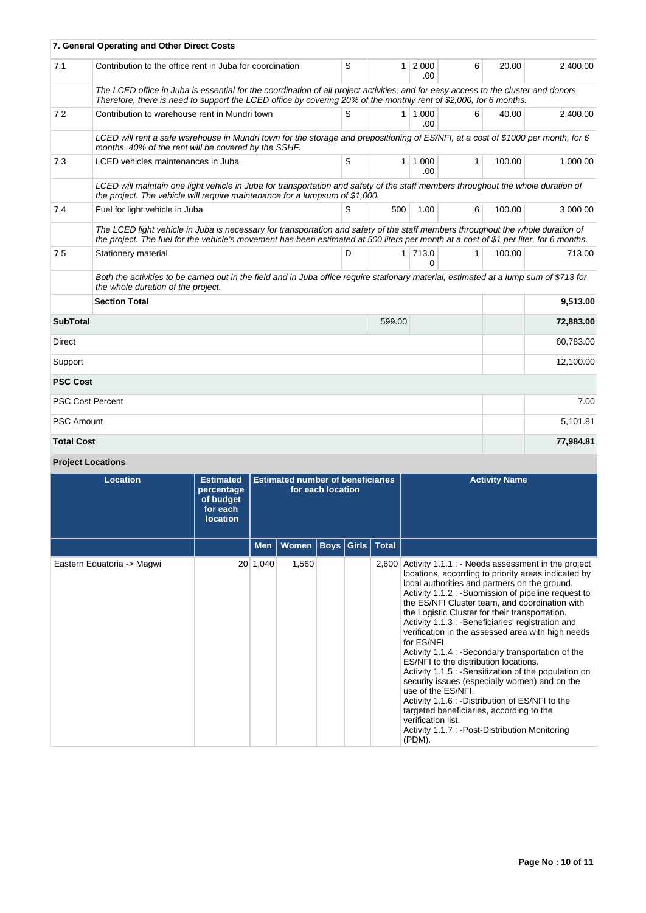### 7. General Operating and Other Direct Costs

| | | | | | | | |
|---|---|---|---|---|---|---|---|
| 7.1 | Contribution to the office rent in Juba for coordination | S | 1 | 2,000.00 | 6 | 20.00 | 2,400.00 |
| | *The LCED office in Juba is essential for the coordination of all project activities, and for easy access to the cluster and donors. Therefore, there is need to support the LCED office by covering 20% of the monthly rent of $2,000, for 6 months.* | | | | | | |
| 7.2 | Contribution to warehouse rent in Mundri town | S | 1 | 1,000.00 | 6 | 40.00 | 2,400.00 |
| | *LCED will rent a safe warehouse in Mundri town for the storage and prepositioning of ES/NFI, at a cost of $1000 per month, for 6 months. 40% of the rent will be covered by the SSHF.* | | | | | | |
| 7.3 | LCED vehicles maintenances in Juba | S | 1 | 1,000.00 | 1 | 100.00 | 1,000.00 |
| | *LCED will maintain one light vehicle in Juba for transportation and safety of the staff members throughout the whole duration of the project. The vehicle will require maintenance for a lumpsum of $1,000.* | | | | | | |
| 7.4 | Fuel for light vehicle in Juba | S | 500 | 1.00 | 6 | 100.00 | 3,000.00 |
| | *The LCED light vehicle in Juba is necessary for transportation and safety of the staff members throughout the whole duration of the project. The fuel for the vehicle's movement has been estimated at 500 liters per month at a cost of $1 per liter, for 6 months.* | | | | | | |
| 7.5 | Stationery material | D | 1 | 713.00 | 1 | 100.00 | 713.00 |
| | *Both the activities to be carried out in the field and in Juba office require stationary material, estimated at a lump sum of $713 for the whole duration of the project.* | | | | | | |
| | **Section Total** | | | | | | **9,513.00** |

| | | | |
|---|---|---|---|
| **SubTotal** | 599.00 | | **72,883.00** |
| Direct | | | 60,783.00 |
| Support | | | 12,100.00 |
| **PSC Cost** | | | |
| PSC Cost Percent | | | 7.00 |
| PSC Amount | | | 5,101.81 |
| **Total Cost** | | | **77,984.81** |

### Project Locations

| Location | Estimated percentage of budget for each location | Estimated number of beneficiaries for each location | | | | | Activity Name |
|---|---|---|---|---|---|---|---|
| | | Men | Women | Boys | Girls | Total | |
| Eastern Equatoria -> Magwi | 20 | 1,040 | 1,560 | | | 2,600 | Activity 1.1.1 : - Needs assessment in the project locations, according to priority areas indicated by local authorities and partners on the ground.<br>Activity 1.1.2 : -Submission of pipeline request to the ES/NFI Cluster team, and coordination with the Logistic Cluster for their transportation.<br>Activity 1.1.3 : -Beneficiaries' registration and verification in the assessed area with high needs for ES/NFI.<br>Activity 1.1.4 : -Secondary transportation of the ES/NFI to the distribution locations.<br>Activity 1.1.5 : -Sensitization of the population on security issues (especially women) and on the use of the ES/NFI.<br>Activity 1.1.6 : -Distribution of ES/NFI to the targeted beneficiaries, according to the verification list.<br>Activity 1.1.7 : -Post-Distribution Monitoring (PDM). |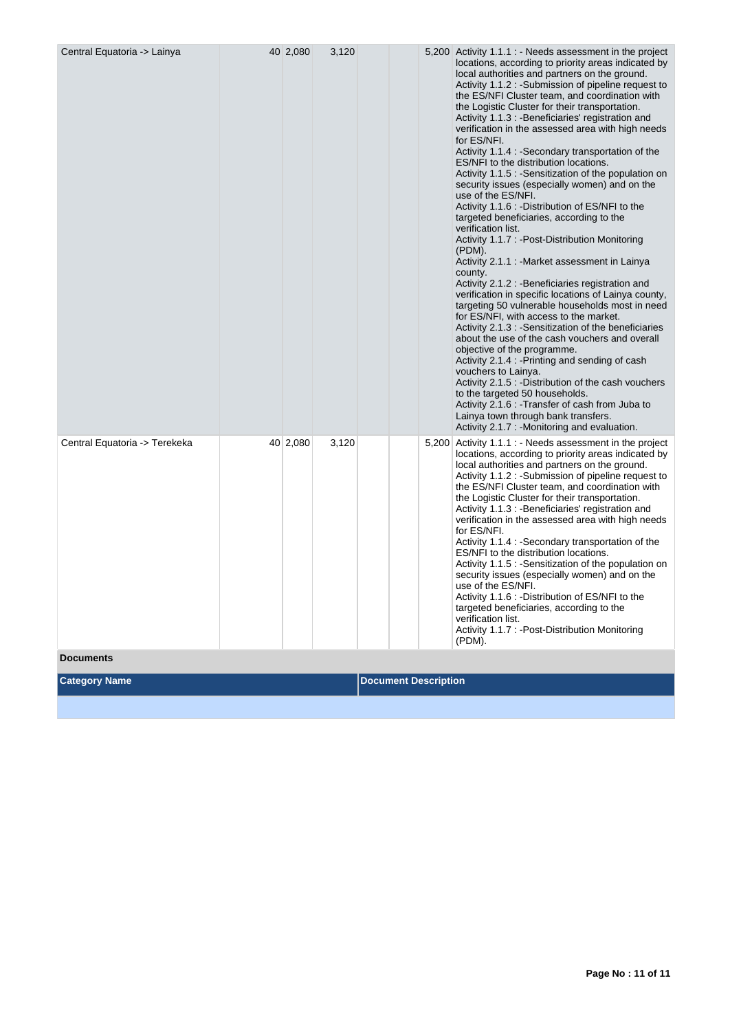| | | | | | | | |
|---|---|---|---|---|---|---|---|
| Central Equatoria -> Lainya | 40 | 2,080 | 3,120 | | | 5,200 | Activity 1.1.1 : - Needs assessment in the project locations, according to priority areas indicated by local authorities and partners on the ground.<br>Activity 1.1.2 : -Submission of pipeline request to the ES/NFI Cluster team, and coordination with the Logistic Cluster for their transportation.<br>Activity 1.1.3 : -Beneficiaries' registration and verification in the assessed area with high needs for ES/NFI.<br>Activity 1.1.4 : -Secondary transportation of the ES/NFI to the distribution locations.<br>Activity 1.1.5 : -Sensitization of the population on security issues (especially women) and on the use of the ES/NFI.<br>Activity 1.1.6 : -Distribution of ES/NFI to the targeted beneficiaries, according to the verification list.<br>Activity 1.1.7 : -Post-Distribution Monitoring (PDM).<br>Activity 2.1.1 : -Market assessment in Lainya county.<br>Activity 2.1.2 : -Beneficiaries registration and verification in specific locations of Lainya county, targeting 50 vulnerable households most in need for ES/NFI, with access to the market.<br>Activity 2.1.3 : -Sensitization of the beneficiaries about the use of the cash vouchers and overall objective of the programme.<br>Activity 2.1.4 : -Printing and sending of cash vouchers to Lainya.<br>Activity 2.1.5 : -Distribution of the cash vouchers to the targeted 50 households.<br>Activity 2.1.6 : -Transfer of cash from Juba to Lainya town through bank transfers.<br>Activity 2.1.7 : -Monitoring and evaluation. |
| Central Equatoria -> Terekeka | 40 | 2,080 | 3,120 | | | 5,200 | Activity 1.1.1 : - Needs assessment in the project locations, according to priority areas indicated by local authorities and partners on the ground.<br>Activity 1.1.2 : -Submission of pipeline request to the ES/NFI Cluster team, and coordination with the Logistic Cluster for their transportation.<br>Activity 1.1.3 : -Beneficiaries' registration and verification in the assessed area with high needs for ES/NFI.<br>Activity 1.1.4 : -Secondary transportation of the ES/NFI to the distribution locations.<br>Activity 1.1.5 : -Sensitization of the population on security issues (especially women) and on the use of the ES/NFI.<br>Activity 1.1.6 : -Distribution of ES/NFI to the targeted beneficiaries, according to the verification list.<br>Activity 1.1.7 : -Post-Distribution Monitoring (PDM). |

**Documents**

| Category Name | Document Description |
|---|---|
| | |